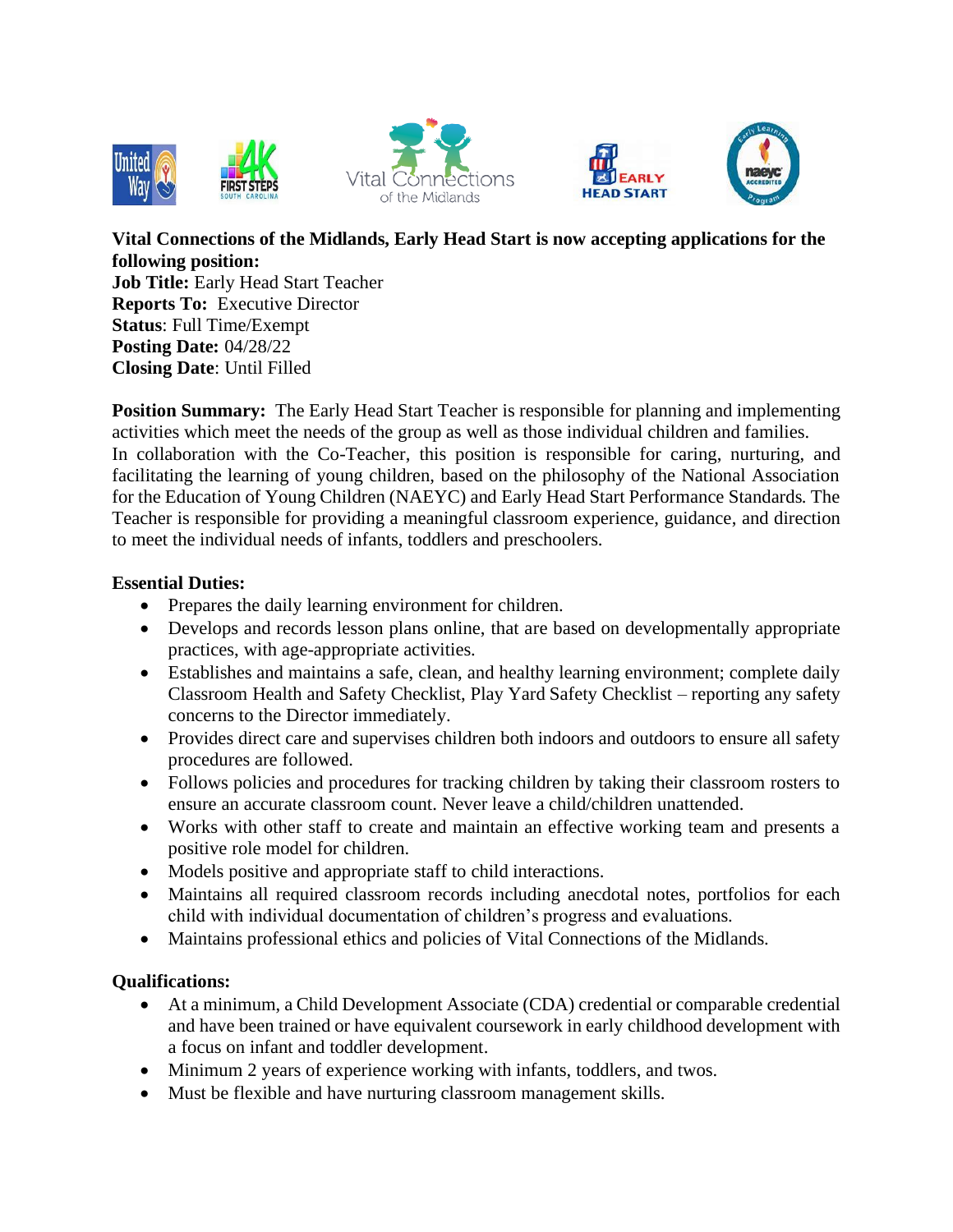**Vital Connections of the Midlands, Early Head Start is now accepting applications for the following position:**
**Job Title:** Early Head Start Teacher
**Reports To:** Executive Director
**Status**: Full Time/Exempt
**Posting Date:** 04/28/22
**Closing Date**: Until Filled

**Position Summary:** The Early Head Start Teacher is responsible for planning and implementing activities which meet the needs of the group as well as those individual children and families. In collaboration with the Co-Teacher, this position is responsible for caring, nurturing, and facilitating the learning of young children, based on the philosophy of the National Association for the Education of Young Children (NAEYC) and Early Head Start Performance Standards. The Teacher is responsible for providing a meaningful classroom experience, guidance, and direction to meet the individual needs of infants, toddlers and preschoolers.

**Essential Duties:**

- Prepares the daily learning environment for children.
- Develops and records lesson plans online, that are based on developmentally appropriate practices, with age-appropriate activities.
- Establishes and maintains a safe, clean, and healthy learning environment; complete daily Classroom Health and Safety Checklist, Play Yard Safety Checklist – reporting any safety concerns to the Director immediately.
- Provides direct care and supervises children both indoors and outdoors to ensure all safety procedures are followed.
- Follows policies and procedures for tracking children by taking their classroom rosters to ensure an accurate classroom count. Never leave a child/children unattended.
- Works with other staff to create and maintain an effective working team and presents a positive role model for children.
- Models positive and appropriate staff to child interactions.
- Maintains all required classroom records including anecdotal notes, portfolios for each child with individual documentation of children's progress and evaluations.
- Maintains professional ethics and policies of Vital Connections of the Midlands.

**Qualifications:**

- At a minimum, a Child Development Associate (CDA) credential or comparable credential and have been trained or have equivalent coursework in early childhood development with a focus on infant and toddler development.
- Minimum 2 years of experience working with infants, toddlers, and twos.
- Must be flexible and have nurturing classroom management skills.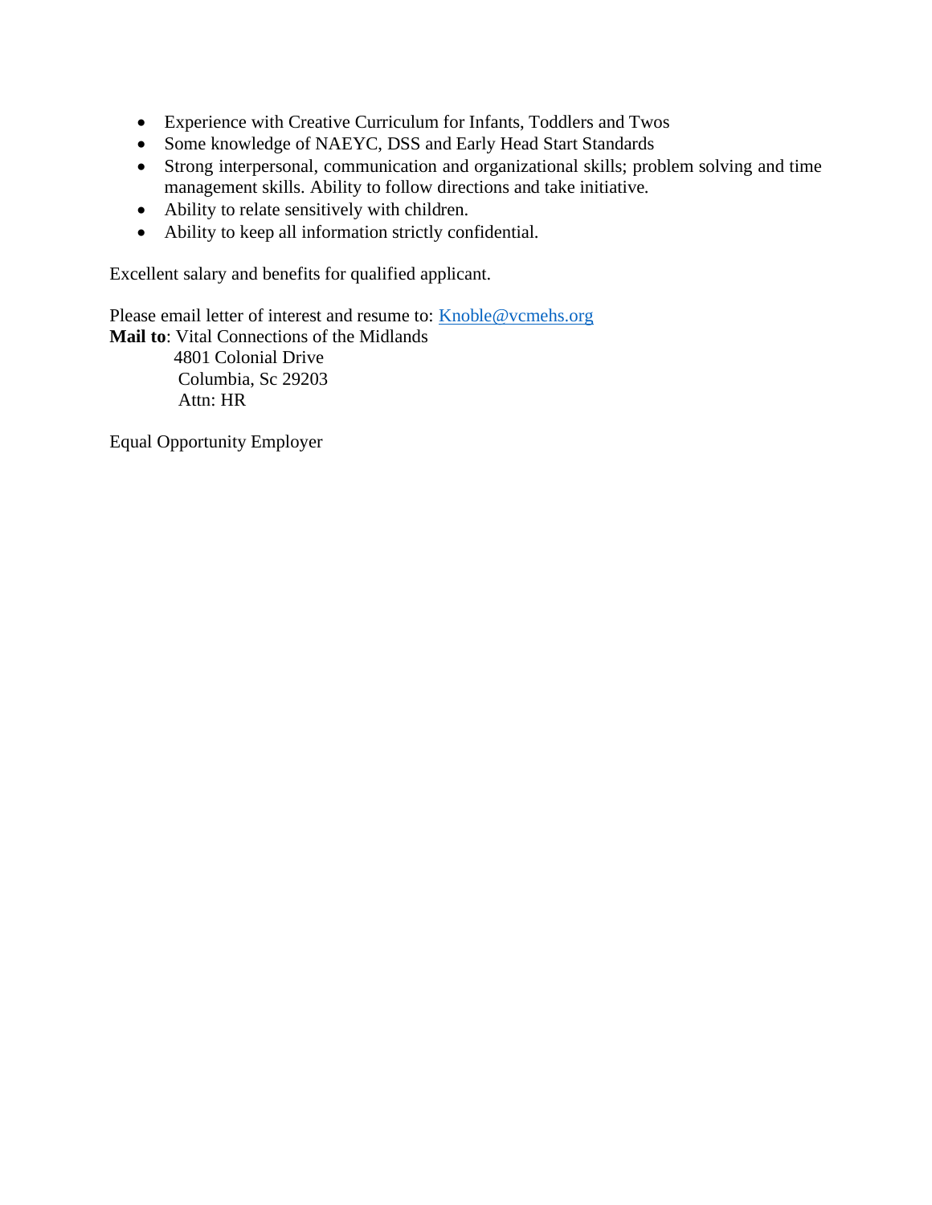- Experience with Creative Curriculum for Infants, Toddlers and Twos
- Some knowledge of NAEYC, DSS and Early Head Start Standards
- Strong interpersonal, communication and organizational skills; problem solving and time management skills. Ability to follow directions and take initiative.
- Ability to relate sensitively with children.
- Ability to keep all information strictly confidential.

Excellent salary and benefits for qualified applicant.

Please email letter of interest and resume to: Knoble@vcmehs.org
**Mail to**: Vital Connections of the Midlands
4801 Colonial Drive
Columbia, Sc 29203
Attn: HR

Equal Opportunity Employer